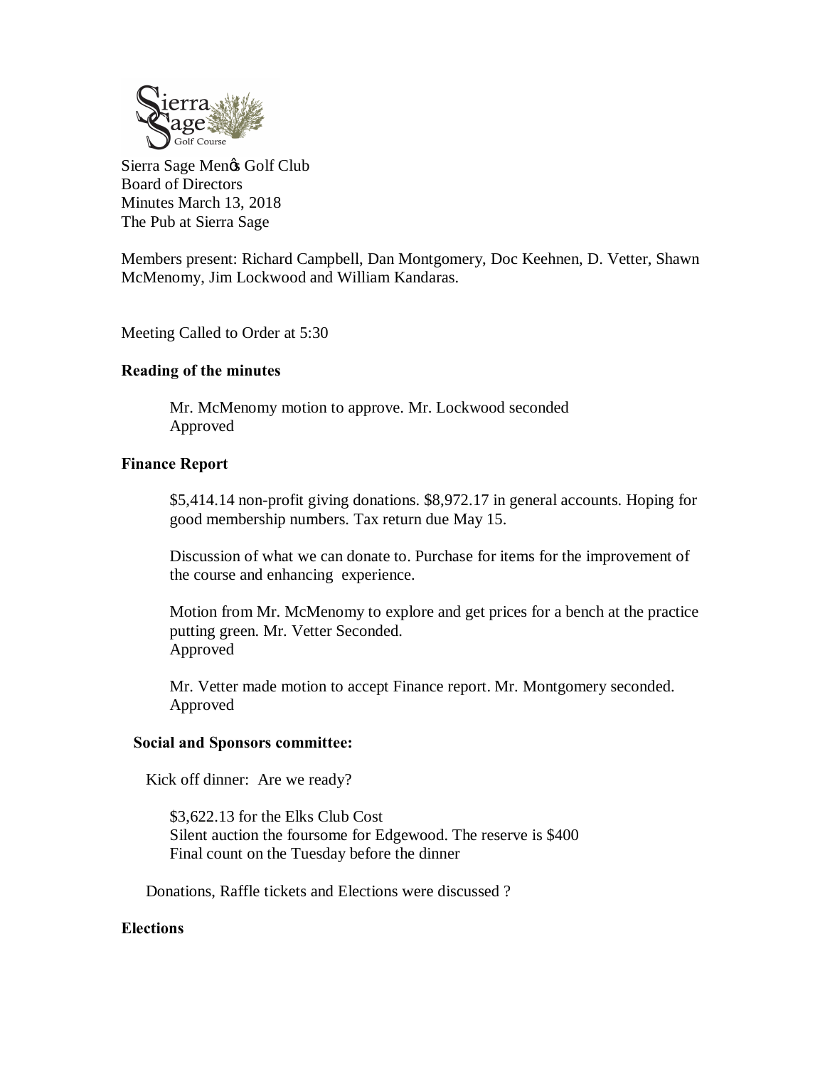Sierra Sage Menꞌs Golf Club
Board of Directors
Minutes March 13, 2018
The Pub at Sierra Sage

Members present: Richard Campbell, Dan Montgomery, Doc Keehnen, D. Vetter, Shawn McMenomy, Jim Lockwood and William Kandaras.

Meeting Called to Order at 5:30

**Reading of the minutes**

Mr. McMenomy motion to approve. Mr. Lockwood seconded
Approved

**Finance Report**

$5,414.14 non-profit giving donations. $8,972.17 in general accounts. Hoping for good membership numbers. Tax return due May 15.

Discussion of what we can donate to. Purchase for items for the improvement of the course and enhancing experience.

Motion from Mr. McMenomy to explore and get prices for a bench at the practice putting green. Mr. Vetter Seconded.
Approved

Mr. Vetter made motion to accept Finance report. Mr. Montgomery seconded.
Approved

**Social and Sponsors committee:**

Kick off dinner: Are we ready?

$3,622.13 for the Elks Club Cost
Silent auction the foursome for Edgewood. The reserve is $400
Final count on the Tuesday before the dinner

Donations, Raffle tickets and Elections were discussed ?

**Elections**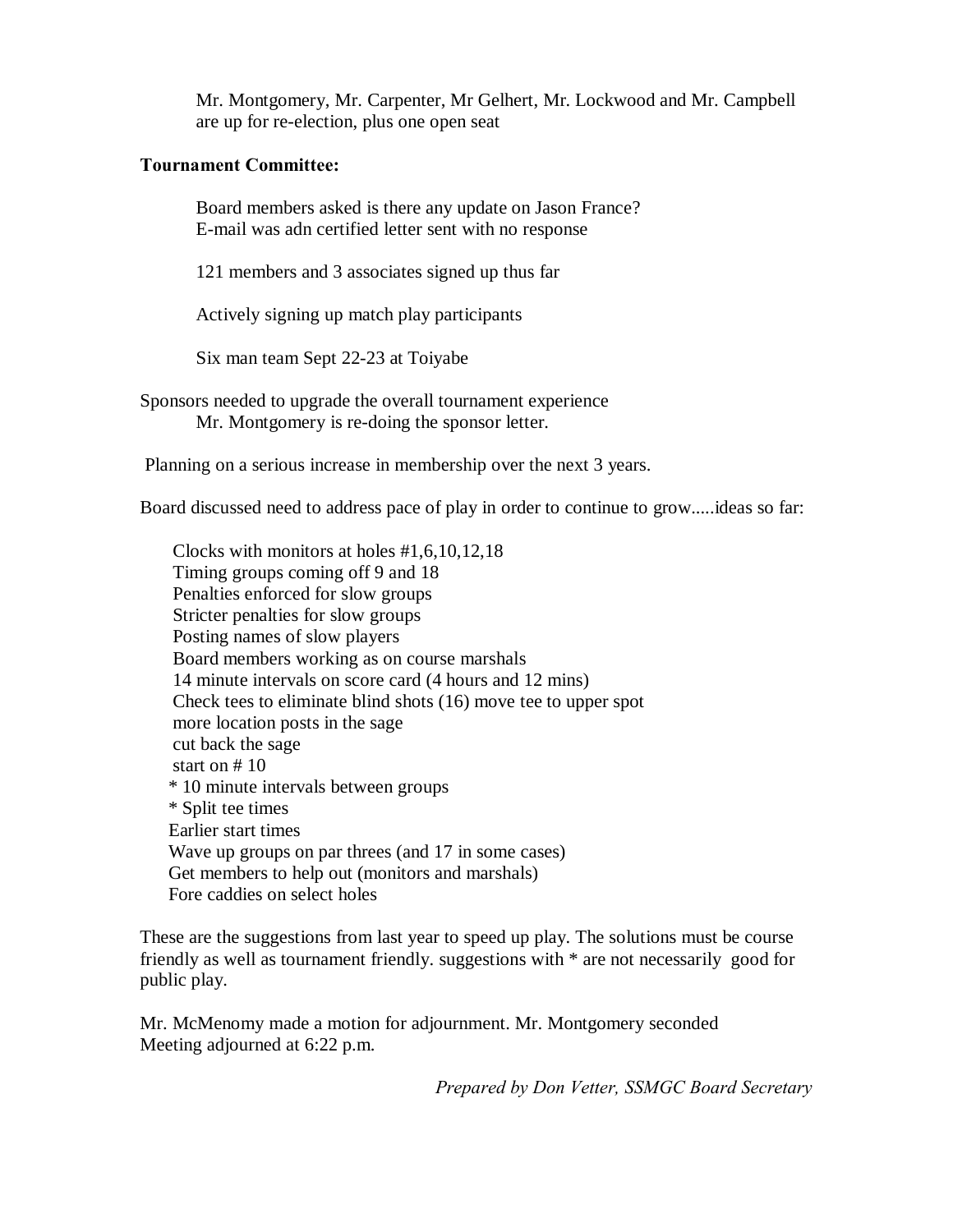Mr. Montgomery, Mr. Carpenter, Mr Gelhert, Mr. Lockwood and Mr. Campbell are up for re-election, plus one open seat

**Tournament Committee:**

Board members asked is there any update on Jason France?
E-mail was adn certified letter sent with no response

121 members and 3 associates signed up thus far

Actively signing up match play participants

Six man team Sept 22-23 at Toiyabe

Sponsors needed to upgrade the overall tournament experience
Mr. Montgomery is re-doing the sponsor letter.

Planning on a serious increase in membership over the next 3 years.

Board discussed need to address pace of play in order to continue to grow.....ideas so far:

Clocks with monitors at holes #1,6,10,12,18
Timing groups coming off 9 and 18
Penalties enforced for slow groups
Stricter penalties for slow groups
Posting names of slow players
Board members working as on course marshals
14 minute intervals on score card (4 hours and 12 mins)
Check tees to eliminate blind shots (16) move tee to upper spot
more location posts in the sage
cut back the sage
start on # 10
\* 10 minute intervals between groups
\* Split tee times
Earlier start times
Wave up groups on par threes (and 17 in some cases)
Get members to help out (monitors and marshals)
Fore caddies on select holes

These are the suggestions from last year to speed up play. The solutions must be course friendly as well as tournament friendly. suggestions with * are not necessarily good for public play.

Mr. McMenomy made a motion for adjournment. Mr. Montgomery seconded
Meeting adjourned at 6:22 p.m.

*Prepared by Don Vetter, SSMGC Board Secretary*